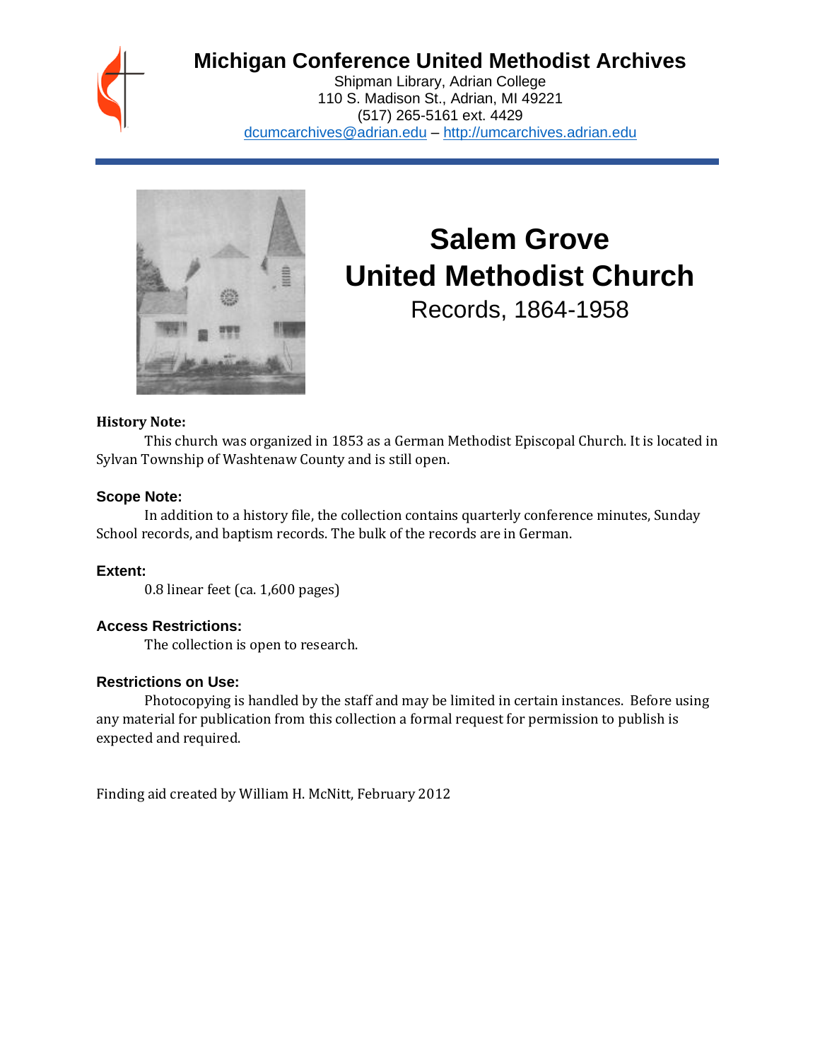# Michigan Conference United Methodist Archives

Shipman Library, Adrian College
110 S. Madison St., Adrian, MI 49221
(517) 265-5161 ext. 4429
dcumcarchives@adrian.edu – http://umcarchives.adrian.edu

# Salem Grove United Methodist Church

Records, 1864-1958

**History Note:**

This church was organized in 1853 as a German Methodist Episcopal Church. It is located in Sylvan Township of Washtenaw County and is still open.

**Scope Note:**

In addition to a history file, the collection contains quarterly conference minutes, Sunday School records, and baptism records. The bulk of the records are in German.

**Extent:**

0.8 linear feet (ca. 1,600 pages)

**Access Restrictions:**

The collection is open to research.

**Restrictions on Use:**

Photocopying is handled by the staff and may be limited in certain instances. Before using any material for publication from this collection a formal request for permission to publish is expected and required.

Finding aid created by William H. McNitt, February 2012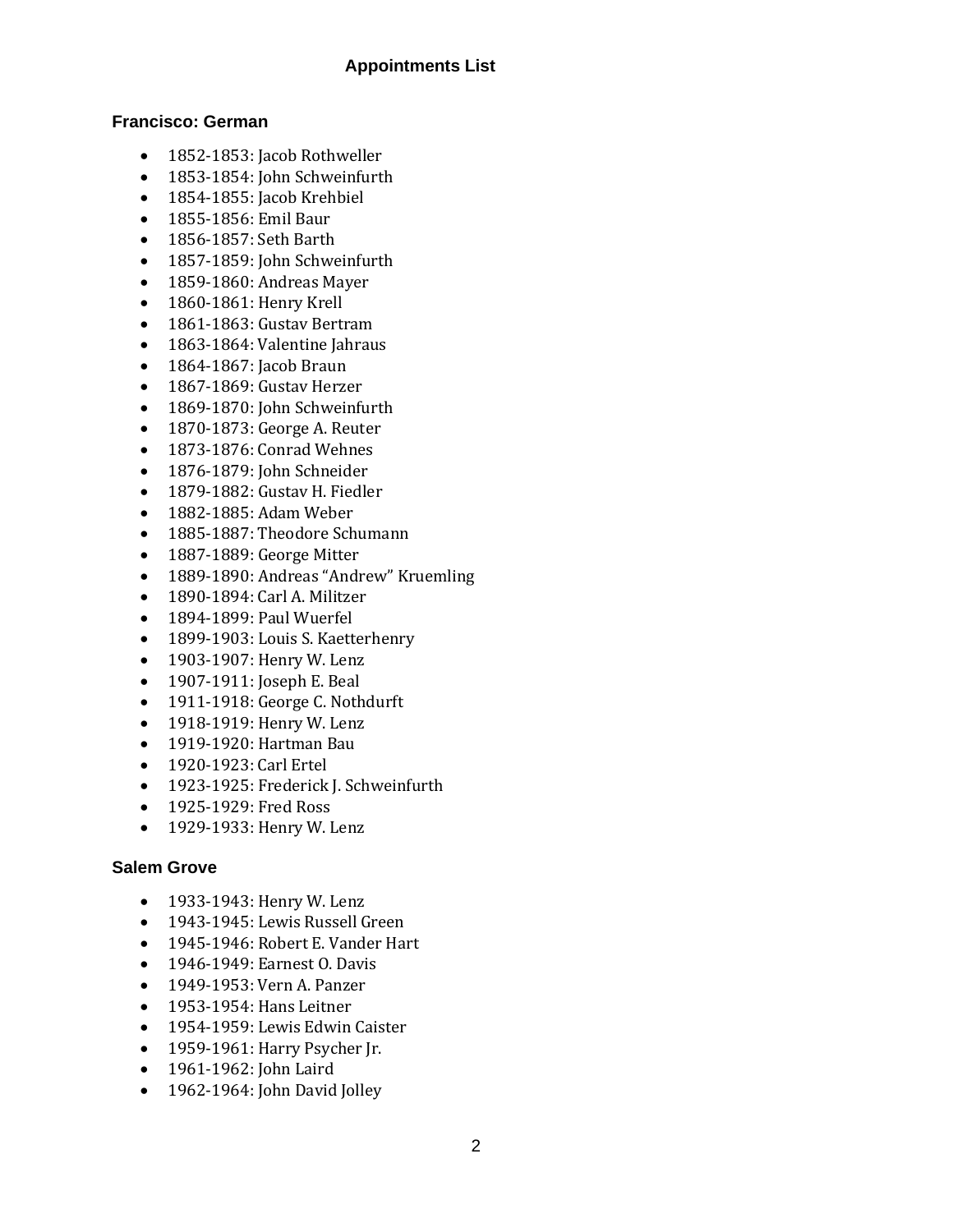# Appointments List

## Francisco: German

- 1852-1853: Jacob Rothweller
- 1853-1854: John Schweinfurth
- 1854-1855: Jacob Krehbiel
- 1855-1856: Emil Baur
- 1856-1857: Seth Barth
- 1857-1859: John Schweinfurth
- 1859-1860: Andreas Mayer
- 1860-1861: Henry Krell
- 1861-1863: Gustav Bertram
- 1863-1864: Valentine Jahraus
- 1864-1867: Jacob Braun
- 1867-1869: Gustav Herzer
- 1869-1870: John Schweinfurth
- 1870-1873: George A. Reuter
- 1873-1876: Conrad Wehnes
- 1876-1879: John Schneider
- 1879-1882: Gustav H. Fiedler
- 1882-1885: Adam Weber
- 1885-1887: Theodore Schumann
- 1887-1889: George Mitter
- 1889-1890: Andreas “Andrew” Kruemling
- 1890-1894: Carl A. Militzer
- 1894-1899: Paul Wuerfel
- 1899-1903: Louis S. Kaetterhenry
- 1903-1907: Henry W. Lenz
- 1907-1911: Joseph E. Beal
- 1911-1918: George C. Nothdurft
- 1918-1919: Henry W. Lenz
- 1919-1920: Hartman Bau
- 1920-1923: Carl Ertel
- 1923-1925: Frederick J. Schweinfurth
- 1925-1929: Fred Ross
- 1929-1933: Henry W. Lenz

## Salem Grove

- 1933-1943: Henry W. Lenz
- 1943-1945: Lewis Russell Green
- 1945-1946: Robert E. Vander Hart
- 1946-1949: Earnest O. Davis
- 1949-1953: Vern A. Panzer
- 1953-1954: Hans Leitner
- 1954-1959: Lewis Edwin Caister
- 1959-1961: Harry Psycher Jr.
- 1961-1962: John Laird
- 1962-1964: John David Jolley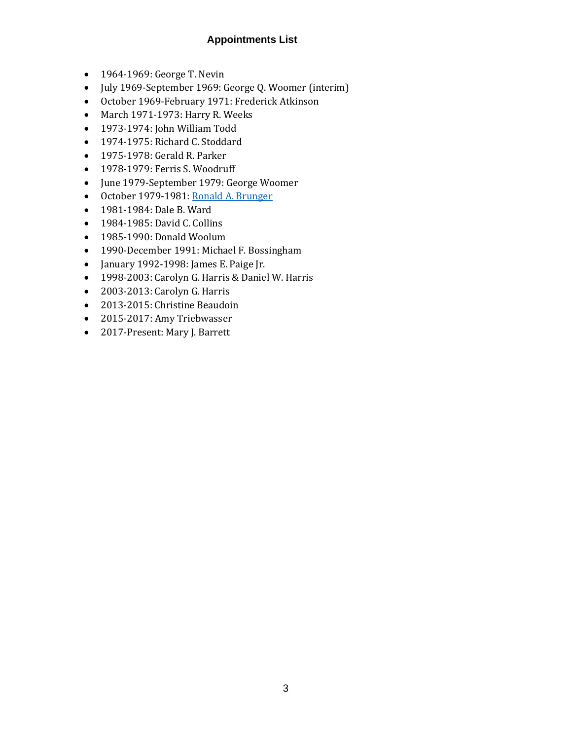# Appointments List

- 1964-1969: George T. Nevin
- July 1969-September 1969: George Q. Woomer (interim)
- October 1969-February 1971: Frederick Atkinson
- March 1971-1973: Harry R. Weeks
- 1973-1974: John William Todd
- 1974-1975: Richard C. Stoddard
- 1975-1978: Gerald R. Parker
- 1978-1979: Ferris S. Woodruff
- June 1979-September 1979: George Woomer
- October 1979-1981: Ronald A. Brunger
- 1981-1984: Dale B. Ward
- 1984-1985: David C. Collins
- 1985-1990: Donald Woolum
- 1990-December 1991: Michael F. Bossingham
- January 1992-1998: James E. Paige Jr.
- 1998-2003: Carolyn G. Harris & Daniel W. Harris
- 2003-2013: Carolyn G. Harris
- 2013-2015: Christine Beaudoin
- 2015-2017: Amy Triebwasser
- 2017-Present: Mary J. Barrett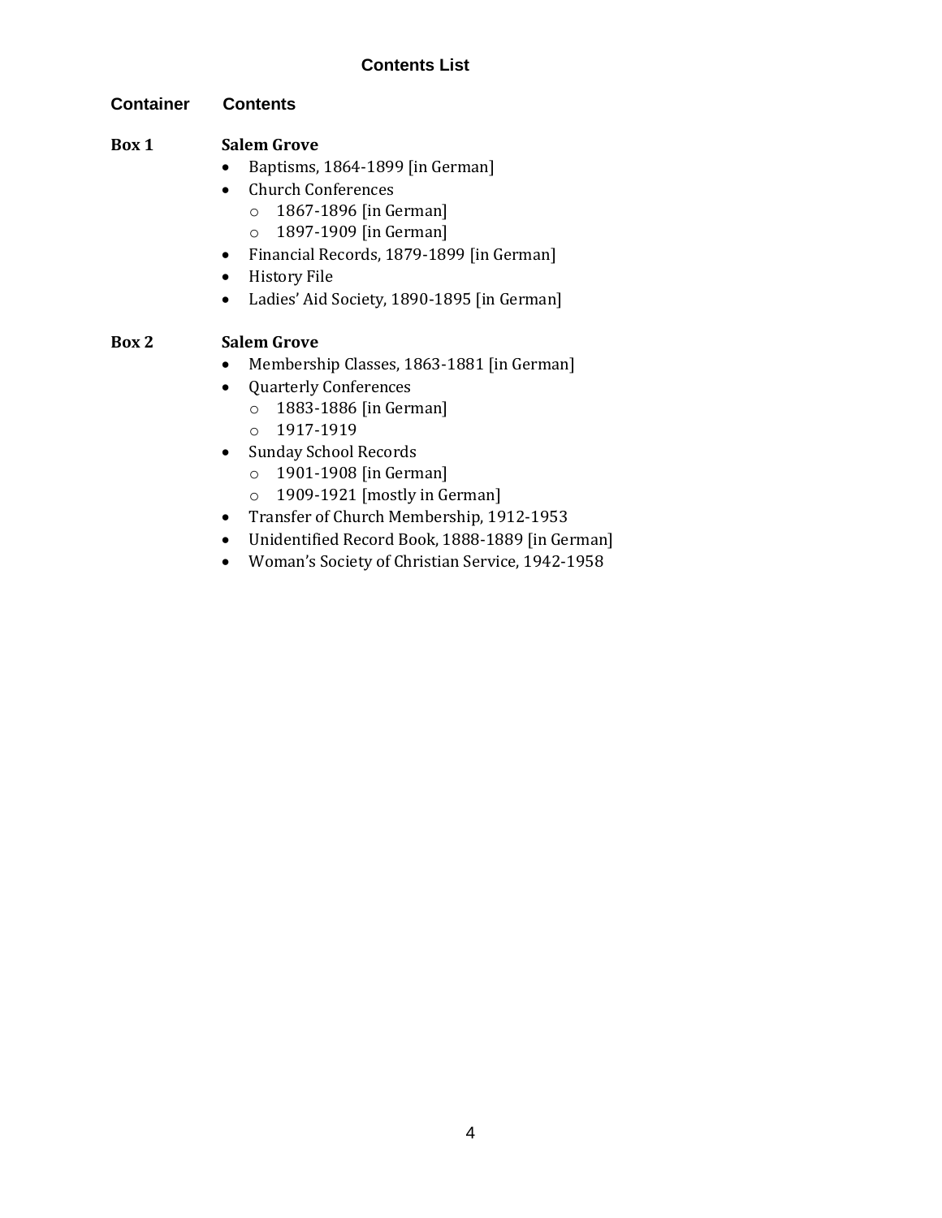## Contents List

**Container** **Contents**

**Box 1** **Salem Grove**

- Baptisms, 1864-1899 [in German]
- Church Conferences
  - 1867-1896 [in German]
  - 1897-1909 [in German]
- Financial Records, 1879-1899 [in German]
- History File
- Ladies' Aid Society, 1890-1895 [in German]

**Box 2** **Salem Grove**

- Membership Classes, 1863-1881 [in German]
- Quarterly Conferences
  - 1883-1886 [in German]
  - 1917-1919
- Sunday School Records
  - 1901-1908 [in German]
  - 1909-1921 [mostly in German]
- Transfer of Church Membership, 1912-1953
- Unidentified Record Book, 1888-1889 [in German]
- Woman's Society of Christian Service, 1942-1958